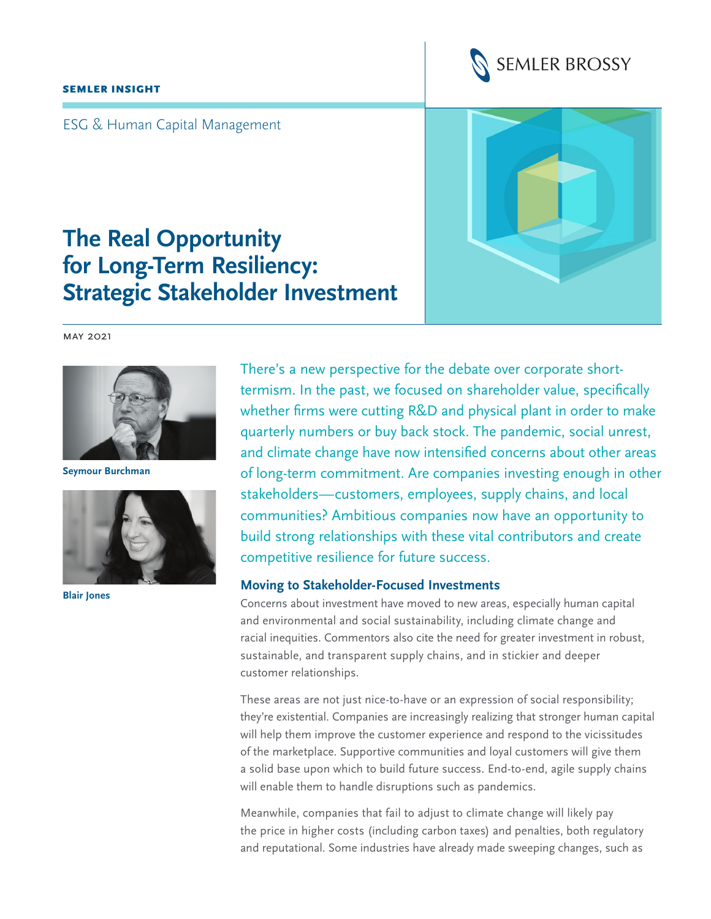SEMLER INSIGHT

ESG & Human Capital Management

SEMLER BROSSY

# The Real Opportunity for Long-Term Resiliency: Strategic Stakeholder Investment

MAY 2021

**Seymour Burchman**

**Blair Jones**

There's a new perspective for the debate over corporate short-termism. In the past, we focused on shareholder value, specifically whether firms were cutting R&D and physical plant in order to make quarterly numbers or buy back stock. The pandemic, social unrest, and climate change have now intensified concerns about other areas of long-term commitment. Are companies investing enough in other stakeholders—customers, employees, supply chains, and local communities? Ambitious companies now have an opportunity to build strong relationships with these vital contributors and create competitive resilience for future success.

## Moving to Stakeholder-Focused Investments

Concerns about investment have moved to new areas, especially human capital and environmental and social sustainability, including climate change and racial inequities. Commentors also cite the need for greater investment in robust, sustainable, and transparent supply chains, and in stickier and deeper customer relationships.

These areas are not just nice-to-have or an expression of social responsibility; they're existential. Companies are increasingly realizing that stronger human capital will help them improve the customer experience and respond to the vicissitudes of the marketplace. Supportive communities and loyal customers will give them a solid base upon which to build future success. End-to-end, agile supply chains will enable them to handle disruptions such as pandemics.

Meanwhile, companies that fail to adjust to climate change will likely pay the price in higher costs (including carbon taxes) and penalties, both regulatory and reputational. Some industries have already made sweeping changes, such as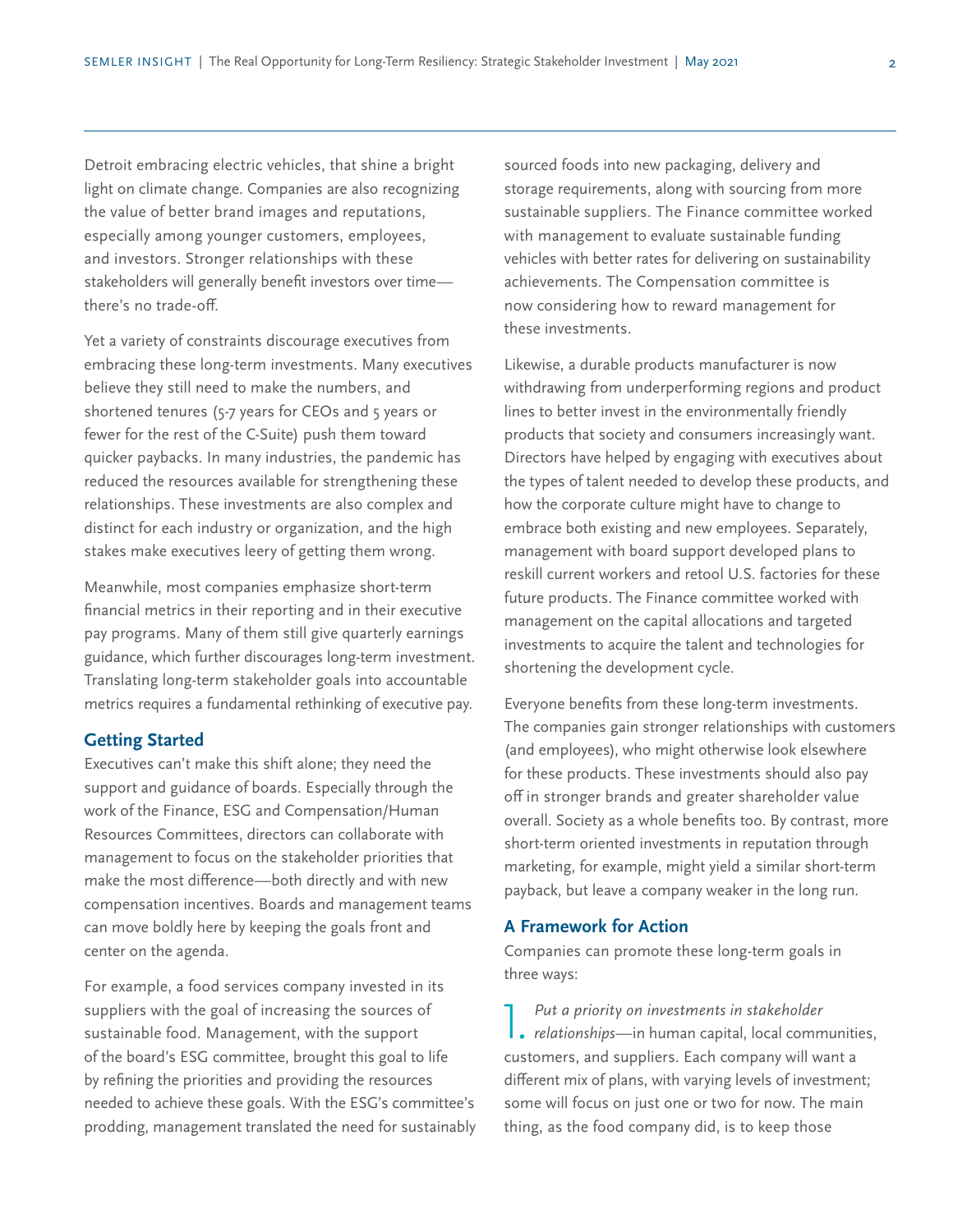Detroit embracing electric vehicles, that shine a bright light on climate change. Companies are also recognizing the value of better brand images and reputations, especially among younger customers, employees, and investors. Stronger relationships with these stakeholders will generally benefit investors over time—there's no trade-off.

Yet a variety of constraints discourage executives from embracing these long-term investments. Many executives believe they still need to make the numbers, and shortened tenures (5-7 years for CEOs and 5 years or fewer for the rest of the C-Suite) push them toward quicker paybacks. In many industries, the pandemic has reduced the resources available for strengthening these relationships. These investments are also complex and distinct for each industry or organization, and the high stakes make executives leery of getting them wrong.

Meanwhile, most companies emphasize short-term financial metrics in their reporting and in their executive pay programs. Many of them still give quarterly earnings guidance, which further discourages long-term investment. Translating long-term stakeholder goals into accountable metrics requires a fundamental rethinking of executive pay.

### Getting Started

Executives can't make this shift alone; they need the support and guidance of boards. Especially through the work of the Finance, ESG and Compensation/Human Resources Committees, directors can collaborate with management to focus on the stakeholder priorities that make the most difference—both directly and with new compensation incentives. Boards and management teams can move boldly here by keeping the goals front and center on the agenda.

For example, a food services company invested in its suppliers with the goal of increasing the sources of sustainable food. Management, with the support of the board's ESG committee, brought this goal to life by refining the priorities and providing the resources needed to achieve these goals. With the ESG's committee's prodding, management translated the need for sustainably sourced foods into new packaging, delivery and storage requirements, along with sourcing from more sustainable suppliers. The Finance committee worked with management to evaluate sustainable funding vehicles with better rates for delivering on sustainability achievements. The Compensation committee is now considering how to reward management for these investments.

Likewise, a durable products manufacturer is now withdrawing from underperforming regions and product lines to better invest in the environmentally friendly products that society and consumers increasingly want. Directors have helped by engaging with executives about the types of talent needed to develop these products, and how the corporate culture might have to change to embrace both existing and new employees. Separately, management with board support developed plans to reskill current workers and retool U.S. factories for these future products. The Finance committee worked with management on the capital allocations and targeted investments to acquire the talent and technologies for shortening the development cycle.

Everyone benefits from these long-term investments. The companies gain stronger relationships with customers (and employees), who might otherwise look elsewhere for these products. These investments should also pay off in stronger brands and greater shareholder value overall. Society as a whole benefits too. By contrast, more short-term oriented investments in reputation through marketing, for example, might yield a similar short-term payback, but leave a company weaker in the long run.

### A Framework for Action

Companies can promote these long-term goals in three ways:

1. *Put a priority on investments in stakeholder relationships*—in human capital, local communities, customers, and suppliers. Each company will want a different mix of plans, with varying levels of investment; some will focus on just one or two for now. The main thing, as the food company did, is to keep those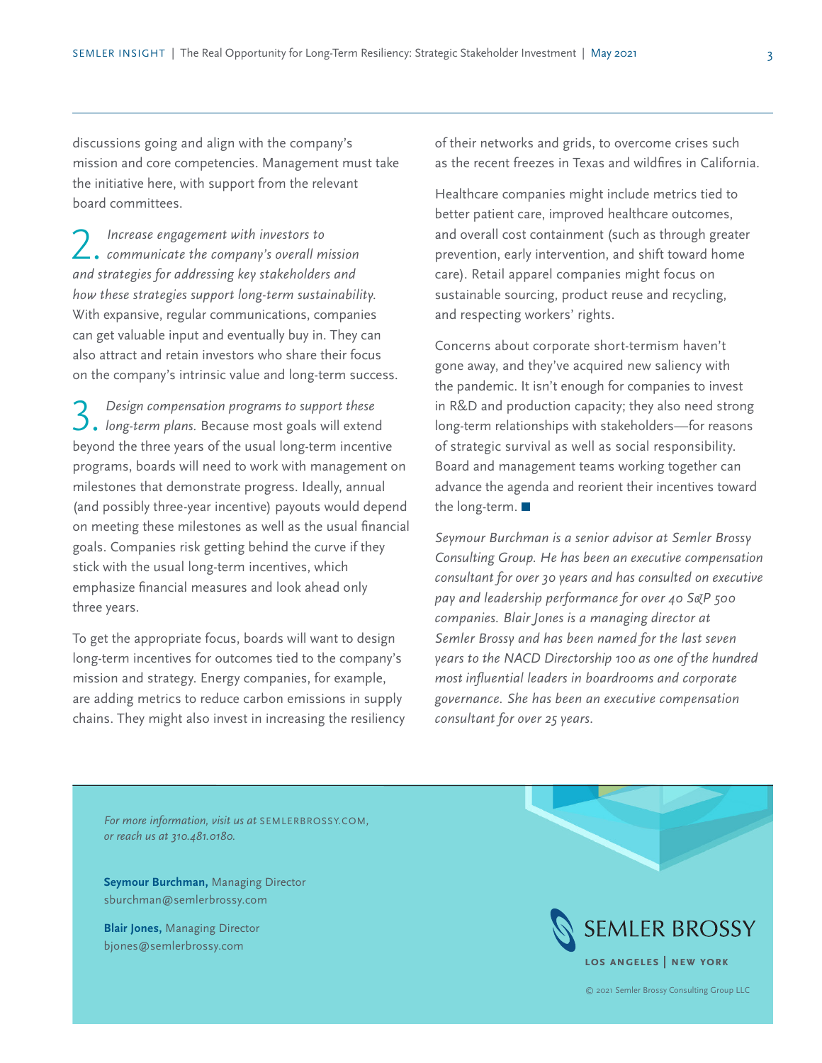discussions going and align with the company's mission and core competencies. Management must take the initiative here, with support from the relevant board committees.

2. *Increase engagement with investors to communicate the company's overall mission and strategies for addressing key stakeholders and how these strategies support long-term sustainability.* With expansive, regular communications, companies can get valuable input and eventually buy in. They can also attract and retain investors who share their focus on the company's intrinsic value and long-term success.

3. *Design compensation programs to support these long-term plans.* Because most goals will extend beyond the three years of the usual long-term incentive programs, boards will need to work with management on milestones that demonstrate progress. Ideally, annual (and possibly three-year incentive) payouts would depend on meeting these milestones as well as the usual financial goals. Companies risk getting behind the curve if they stick with the usual long-term incentives, which emphasize financial measures and look ahead only three years.

To get the appropriate focus, boards will want to design long-term incentives for outcomes tied to the company's mission and strategy. Energy companies, for example, are adding metrics to reduce carbon emissions in supply chains. They might also invest in increasing the resiliency of their networks and grids, to overcome crises such as the recent freezes in Texas and wildfires in California.

Healthcare companies might include metrics tied to better patient care, improved healthcare outcomes, and overall cost containment (such as through greater prevention, early intervention, and shift toward home care). Retail apparel companies might focus on sustainable sourcing, product reuse and recycling, and respecting workers' rights.

Concerns about corporate short-termism haven't gone away, and they've acquired new saliency with the pandemic. It isn't enough for companies to invest in R&D and production capacity; they also need strong long-term relationships with stakeholders—for reasons of strategic survival as well as social responsibility. Board and management teams working together can advance the agenda and reorient their incentives toward the long-term. ■

*Seymour Burchman is a senior advisor at Semler Brossy Consulting Group. He has been an executive compensation consultant for over 30 years and has consulted on executive pay and leadership performance for over 40 S&P 500 companies. Blair Jones is a managing director at Semler Brossy and has been named for the last seven years to the NACD Directorship 100 as one of the hundred most influential leaders in boardrooms and corporate governance. She has been an executive compensation consultant for over 25 years.*

*For more information, visit us at* SEMLERBROSSY.COM, *or reach us at 310.481.0180.*

**Seymour Burchman,** Managing Director
sburchman@semlerbrossy.com

**Blair Jones,** Managing Director
bjones@semlerbrossy.com

SEMLER BROSSY

LOS ANGELES | NEW YORK

© 2021 Semler Brossy Consulting Group LLC